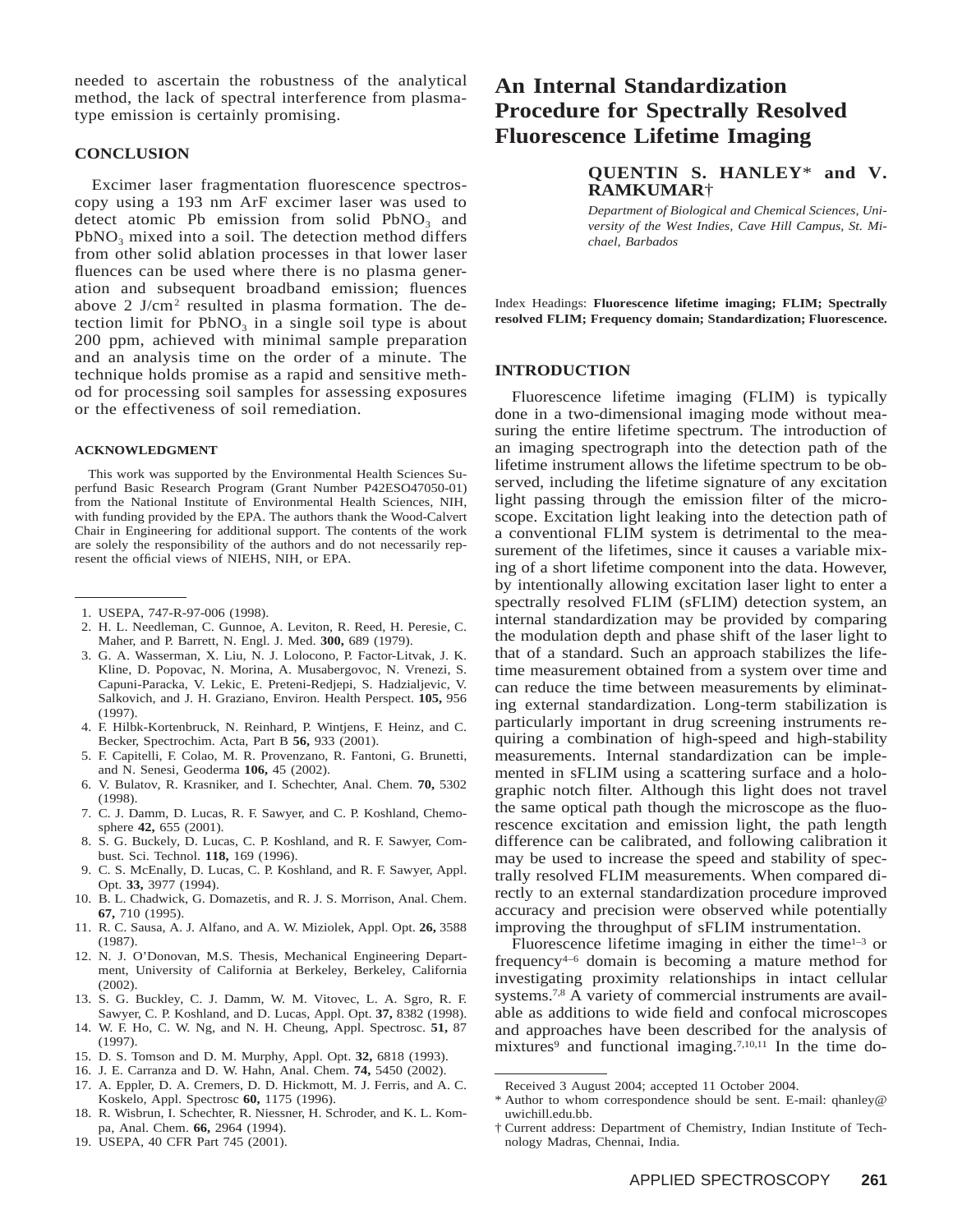needed to ascertain the robustness of the analytical method, the lack of spectral interference from plasma-type emission is certainly promising.

## CONCLUSION

Excimer laser fragmentation fluorescence spectroscopy using a 193 nm ArF excimer laser was used to detect atomic Pb emission from solid $PbNO_3$ and $PbNO_3$ mixed into a soil. The detection method differs from other solid ablation processes in that lower laser fluences can be used where there is no plasma generation and subsequent broadband emission; fluences above 2 $J/cm^2$ resulted in plasma formation. The detection limit for $PbNO_3$ in a single soil type is about 200 ppm, achieved with minimal sample preparation and an analysis time on the order of a minute. The technique holds promise as a rapid and sensitive method for processing soil samples for assessing exposures or the effectiveness of soil remediation.

### ACKNOWLEDGMENT

This work was supported by the Environmental Health Sciences Superfund Basic Research Program (Grant Number P42ESO47050-01) from the National Institute of Environmental Health Sciences, NIH, with funding provided by the EPA. The authors thank the Wood-Calvert Chair in Engineering for additional support. The contents of the work are solely the responsibility of the authors and do not necessarily represent the official views of NIEHS, NIH, or EPA.

1. USEPA, 747-R-97-006 (1998).
2. H. L. Needleman, C. Gunnoe, A. Leviton, R. Reed, H. Peresie, C. Maher, and P. Barrett, N. Engl. J. Med. **300,** 689 (1979).
3. G. A. Wasserman, X. Liu, N. J. Lolocono, P. Factor-Litvak, J. K. Kline, D. Popovac, N. Morina, A. Musabergovoc, N. Vrenezi, S. Capuni-Paracka, V. Lekic, E. Preteni-Redjepi, S. Hadzialjevic, V. Salkovich, and J. H. Graziano, Environ. Health Perspect. **105,** 956 (1997).
4. F. Hilbk-Kortenbruck, N. Reinhard, P. Wintjens, F. Heinz, and C. Becker, Spectrochim. Acta, Part B **56,** 933 (2001).
5. F. Capitelli, F. Colao, M. R. Provenzano, R. Fantoni, G. Brunetti, and N. Senesi, Geoderma **106,** 45 (2002).
6. V. Bulatov, R. Krasniker, and I. Schechter, Anal. Chem. **70,** 5302 (1998).
7. C. J. Damm, D. Lucas, R. F. Sawyer, and C. P. Koshland, Chemosphere **42,** 655 (2001).
8. S. G. Buckely, D. Lucas, C. P. Koshland, and R. F. Sawyer, Combust. Sci. Technol. **118,** 169 (1996).
9. C. S. McEnally, D. Lucas, C. P. Koshland, and R. F. Sawyer, Appl. Opt. **33,** 3977 (1994).
10. B. L. Chadwick, G. Domazetis, and R. J. S. Morrison, Anal. Chem. **67,** 710 (1995).
11. R. C. Sausa, A. J. Alfano, and A. W. Miziolek, Appl. Opt. **26,** 3588 (1987).
12. N. J. O'Donovan, M.S. Thesis, Mechanical Engineering Department, University of California at Berkeley, Berkeley, California (2002).
13. S. G. Buckley, C. J. Damm, W. M. Vitovec, L. A. Sgro, R. F. Sawyer, C. P. Koshland, and D. Lucas, Appl. Opt. **37,** 8382 (1998).
14. W. F. Ho, C. W. Ng, and N. H. Cheung, Appl. Spectrosc. **51,** 87 (1997).
15. D. S. Tomson and D. M. Murphy, Appl. Opt. **32,** 6818 (1993).
16. J. E. Carranza and D. W. Hahn, Anal. Chem. **74,** 5450 (2002).
17. A. Eppler, D. A. Cremers, D. D. Hickmott, M. J. Ferris, and A. C. Koskelo, Appl. Spectrosc **60,** 1175 (1996).
18. R. Wisbrun, I. Schechter, R. Niessner, H. Schroder, and K. L. Kompa, Anal. Chem. **66,** 2964 (1994).
19. USEPA, 40 CFR Part 745 (2001).

# An Internal Standardization Procedure for Spectrally Resolved Fluorescence Lifetime Imaging

**QUENTIN S. HANLEY\* and V. RAMKUMAR†**

*Department of Biological and Chemical Sciences, University of the West Indies, Cave Hill Campus, St. Michael, Barbados*

Index Headings: **Fluorescence lifetime imaging; FLIM; Spectrally resolved FLIM; Frequency domain; Standardization; Fluorescence.**

## INTRODUCTION

Fluorescence lifetime imaging (FLIM) is typically done in a two-dimensional imaging mode without measuring the entire lifetime spectrum. The introduction of an imaging spectrograph into the detection path of the lifetime instrument allows the lifetime spectrum to be observed, including the lifetime signature of any excitation light passing through the emission filter of the microscope. Excitation light leaking into the detection path of a conventional FLIM system is detrimental to the measurement of the lifetimes, since it causes a variable mixing of a short lifetime component into the data. However, by intentionally allowing excitation laser light to enter a spectrally resolved FLIM (sFLIM) detection system, an internal standardization may be provided by comparing the modulation depth and phase shift of the laser light to that of a standard. Such an approach stabilizes the lifetime measurement obtained from a system over time and can reduce the time between measurements by eliminating external standardization. Long-term stabilization is particularly important in drug screening instruments requiring a combination of high-speed and high-stability measurements. Internal standardization can be implemented in sFLIM using a scattering surface and a holographic notch filter. Although this light does not travel the same optical path though the microscope as the fluorescence excitation and emission light, the path length difference can be calibrated, and following calibration it may be used to increase the speed and stability of spectrally resolved FLIM measurements. When compared directly to an external standardization procedure improved accuracy and precision were observed while potentially improving the throughput of sFLIM instrumentation.

Fluorescence lifetime imaging in either the time[1–3] or frequency[4–6] domain is becoming a mature method for investigating proximity relationships in intact cellular systems.[7,8] A variety of commercial instruments are available as additions to wide field and confocal microscopes and approaches have been described for the analysis of mixtures[9] and functional imaging.[7,10,11] In the time do-

Received 3 August 2004; accepted 11 October 2004.

\* Author to whom correspondence should be sent. E-mail: qhanley@uwichill.edu.bb.

† Current address: Department of Chemistry, Indian Institute of Technology Madras, Chennai, India.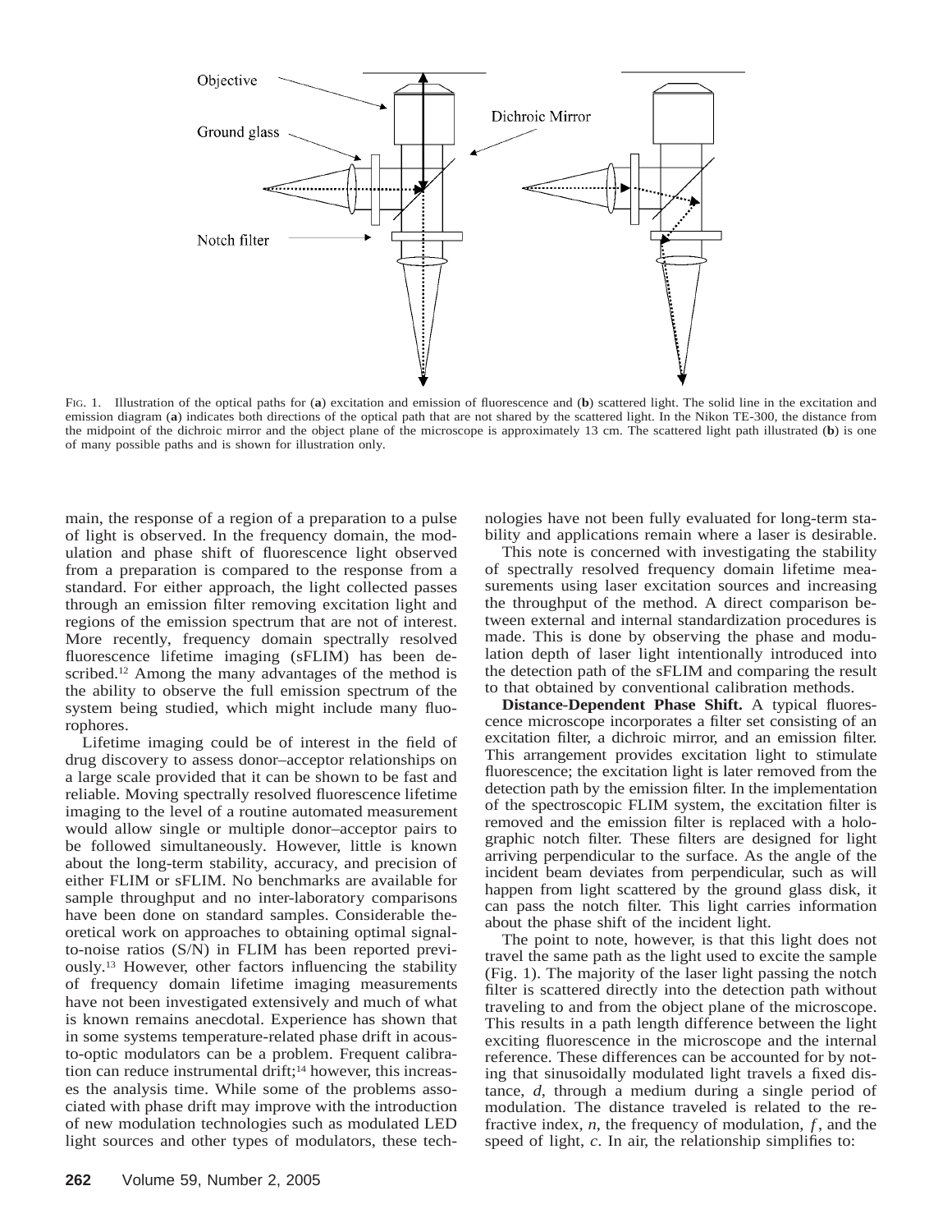Objective

Ground glass

Dichroic Mirror

Notch filter

FIG. 1. Illustration of the optical paths for (**a**) excitation and emission of fluorescence and (**b**) scattered light. The solid line in the excitation and emission diagram (**a**) indicates both directions of the optical path that are not shared by the scattered light. In the Nikon TE-300, the distance from the midpoint of the dichroic mirror and the object plane of the microscope is approximately 13 cm. The scattered light path illustrated (**b**) is one of many possible paths and is shown for illustration only.

main, the response of a region of a preparation to a pulse of light is observed. In the frequency domain, the modulation and phase shift of fluorescence light observed from a preparation is compared to the response from a standard. For either approach, the light collected passes through an emission filter removing excitation light and regions of the emission spectrum that are not of interest. More recently, frequency domain spectrally resolved fluorescence lifetime imaging (sFLIM) has been described.[12] Among the many advantages of the method is the ability to observe the full emission spectrum of the system being studied, which might include many fluorophores.

Lifetime imaging could be of interest in the field of drug discovery to assess donor–acceptor relationships on a large scale provided that it can be shown to be fast and reliable. Moving spectrally resolved fluorescence lifetime imaging to the level of a routine automated measurement would allow single or multiple donor–acceptor pairs to be followed simultaneously. However, little is known about the long-term stability, accuracy, and precision of either FLIM or sFLIM. No benchmarks are available for sample throughput and no inter-laboratory comparisons have been done on standard samples. Considerable theoretical work on approaches to obtaining optimal signal-to-noise ratios (S/N) in FLIM has been reported previously.[13] However, other factors influencing the stability of frequency domain lifetime imaging measurements have not been investigated extensively and much of what is known remains anecdotal. Experience has shown that in some systems temperature-related phase drift in acousto-optic modulators can be a problem. Frequent calibration can reduce instrumental drift;[14] however, this increases the analysis time. While some of the problems associated with phase drift may improve with the introduction of new modulation technologies such as modulated LED light sources and other types of modulators, these technologies have not been fully evaluated for long-term stability and applications remain where a laser is desirable.

This note is concerned with investigating the stability of spectrally resolved frequency domain lifetime measurements using laser excitation sources and increasing the throughput of the method. A direct comparison between external and internal standardization procedures is made. This is done by observing the phase and modulation depth of laser light intentionally introduced into the detection path of the sFLIM and comparing the result to that obtained by conventional calibration methods.

**Distance-Dependent Phase Shift.** A typical fluorescence microscope incorporates a filter set consisting of an excitation filter, a dichroic mirror, and an emission filter. This arrangement provides excitation light to stimulate fluorescence; the excitation light is later removed from the detection path by the emission filter. In the implementation of the spectroscopic FLIM system, the excitation filter is removed and the emission filter is replaced with a holographic notch filter. These filters are designed for light arriving perpendicular to the surface. As the angle of the incident beam deviates from perpendicular, such as will happen from light scattered by the ground glass disk, it can pass the notch filter. This light carries information about the phase shift of the incident light.

The point to note, however, is that this light does not travel the same path as the light used to excite the sample (Fig. 1). The majority of the laser light passing the notch filter is scattered directly into the detection path without traveling to and from the object plane of the microscope. This results in a path length difference between the light exciting fluorescence in the microscope and the internal reference. These differences can be accounted for by noting that sinusoidally modulated light travels a fixed distance, $d$, through a medium during a single period of modulation. The distance traveled is related to the refractive index, $n$, the frequency of modulation, $f$, and the speed of light, $c$. In air, the relationship simplifies to: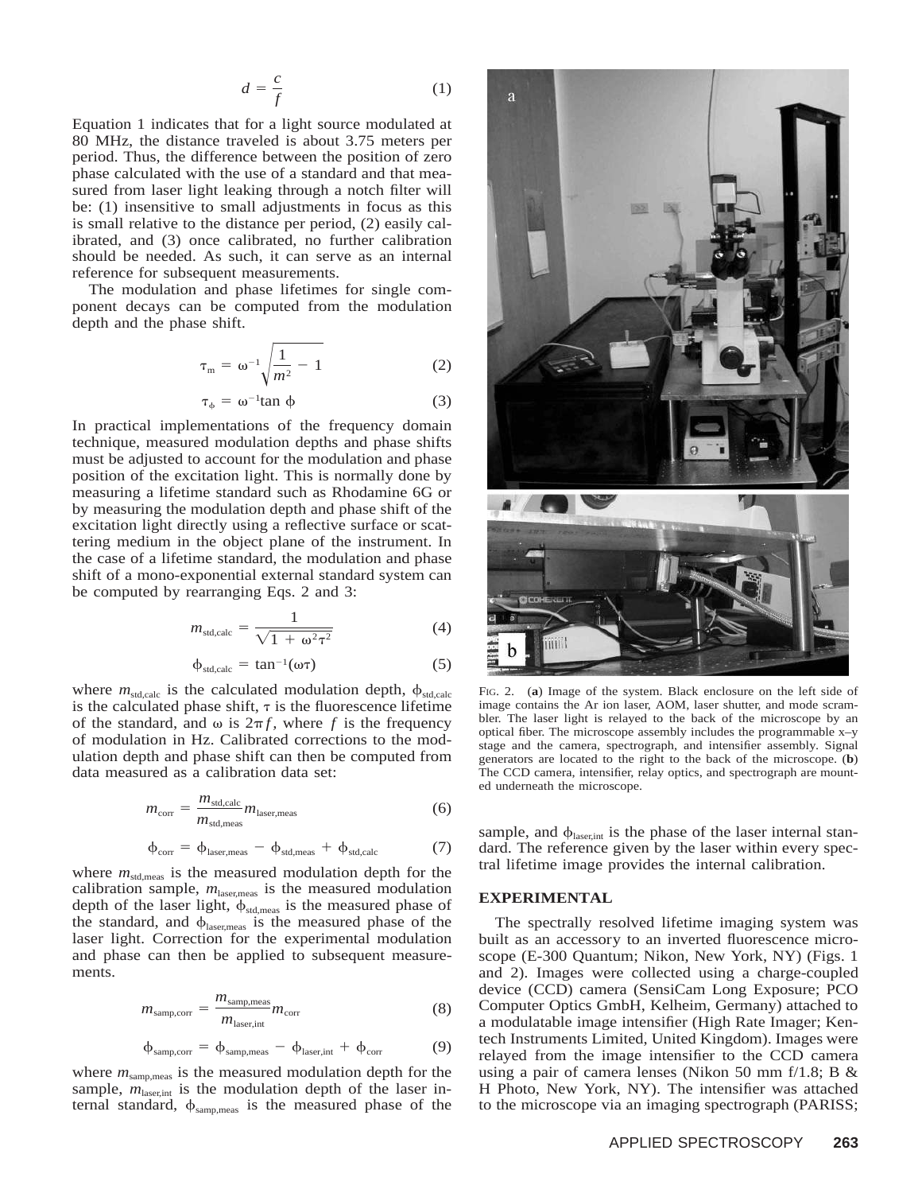$$d = \frac{c}{f} \tag{1}$$

Equation 1 indicates that for a light source modulated at 80 MHz, the distance traveled is about 3.75 meters per period. Thus, the difference between the position of zero phase calculated with the use of a standard and that measured from laser light leaking through a notch filter will be: (1) insensitive to small adjustments in focus as this is small relative to the distance per period, (2) easily calibrated, and (3) once calibrated, no further calibration should be needed. As such, it can serve as an internal reference for subsequent measurements.

The modulation and phase lifetimes for single component decays can be computed from the modulation depth and the phase shift.

$$\tau_m = \omega^{-1}\sqrt{\frac{1}{m^2} - 1} \tag{2}$$

$$\tau_\phi = \omega^{-1}\tan\phi \tag{3}$$

In practical implementations of the frequency domain technique, measured modulation depths and phase shifts must be adjusted to account for the modulation and phase position of the excitation light. This is normally done by measuring a lifetime standard such as Rhodamine 6G or by measuring the modulation depth and phase shift of the excitation light directly using a reflective surface or scattering medium in the object plane of the instrument. In the case of a lifetime standard, the modulation and phase shift of a mono-exponential external standard system can be computed by rearranging Eqs. 2 and 3:

$$m_{\text{std,calc}} = \frac{1}{\sqrt{1 + \omega^2\tau^2}} \tag{4}$$

$$\phi_{\text{std,calc}} = \tan^{-1}(\omega\tau) \tag{5}$$

where $m_{\text{std,calc}}$ is the calculated modulation depth, $\phi_{\text{std,calc}}$ is the calculated phase shift, $\tau$ is the fluorescence lifetime of the standard, and $\omega$ is $2\pi f$, where $f$ is the frequency of modulation in Hz. Calibrated corrections to the modulation depth and phase shift can then be computed from data measured as a calibration data set:

$$m_{\text{corr}} = \frac{m_{\text{std,calc}}}{m_{\text{std,meas}}} m_{\text{laser,meas}} \tag{6}$$

$$\phi_{\text{corr}} = \phi_{\text{laser,meas}} - \phi_{\text{std,meas}} + \phi_{\text{std,calc}} \tag{7}$$

where $m_{\text{std,meas}}$ is the measured modulation depth for the calibration sample, $m_{\text{laser,meas}}$ is the measured modulation depth of the laser light, $\phi_{\text{std,meas}}$ is the measured phase of the standard, and $\phi_{\text{laser,meas}}$ is the measured phase of the laser light. Correction for the experimental modulation and phase can then be applied to subsequent measurements.

$$m_{\text{samp,corr}} = \frac{m_{\text{samp,meas}}}{m_{\text{laser,int}}} m_{\text{corr}} \tag{8}$$

$$\phi_{\text{samp,corr}} = \phi_{\text{samp,meas}} - \phi_{\text{laser,int}} + \phi_{\text{corr}} \tag{9}$$

where $m_{\text{samp,meas}}$ is the measured modulation depth for the sample, $m_{\text{laser,int}}$ is the modulation depth of the laser internal standard, $\phi_{\text{samp,meas}}$ is the measured phase of the sample, and $\phi_{\text{laser,int}}$ is the phase of the laser internal standard. The reference given by the laser within every spectral lifetime image provides the internal calibration.

FIG. 2. (**a**) Image of the system. Black enclosure on the left side of image contains the Ar ion laser, AOM, laser shutter, and mode scrambler. The laser light is relayed to the back of the microscope by an optical fiber. The microscope assembly includes the programmable x–y stage and the camera, spectrograph, and intensifier assembly. Signal generators are located to the right to the back of the microscope. (**b**) The CCD camera, intensifier, relay optics, and spectrograph are mounted underneath the microscope.

## EXPERIMENTAL

The spectrally resolved lifetime imaging system was built as an accessory to an inverted fluorescence microscope (E-300 Quantum; Nikon, New York, NY) (Figs. 1 and 2). Images were collected using a charge-coupled device (CCD) camera (SensiCam Long Exposure; PCO Computer Optics GmbH, Kelheim, Germany) attached to a modulatable image intensifier (High Rate Imager; Kentech Instruments Limited, United Kingdom). Images were relayed from the image intensifier to the CCD camera using a pair of camera lenses (Nikon 50 mm f/1.8; B & H Photo, New York, NY). The intensifier was attached to the microscope via an imaging spectrograph (PARISS;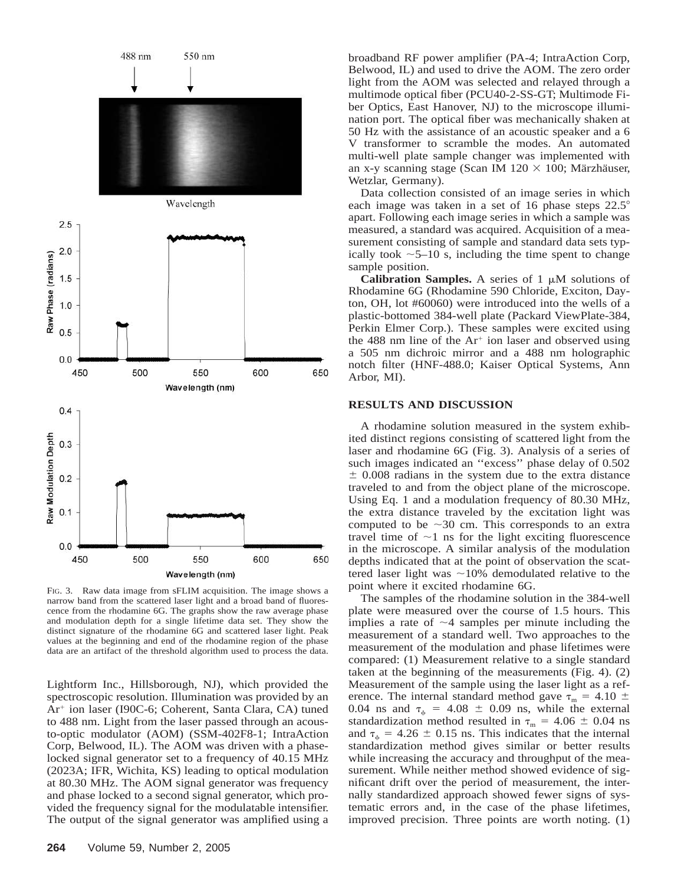FIG. 3. Raw data image from sFLIM acquisition. The image shows a narrow band from the scattered laser light and a broad band of fluorescence from the rhodamine 6G. The graphs show the raw average phase and modulation depth for a single lifetime data set. They show the distinct signature of the rhodamine 6G and scattered laser light. Peak values at the beginning and end of the rhodamine region of the phase data are an artifact of the threshold algorithm used to process the data.

Lightform Inc., Hillsborough, NJ), which provided the spectroscopic resolution. Illumination was provided by an $Ar^+$ ion laser (I90C-6; Coherent, Santa Clara, CA) tuned to 488 nm. Light from the laser passed through an acousto-optic modulator (AOM) (SSM-402F8-1; IntraAction Corp, Belwood, IL). The AOM was driven with a phase-locked signal generator set to a frequency of 40.15 MHz (2023A; IFR, Wichita, KS) leading to optical modulation at 80.30 MHz. The AOM signal generator was frequency and phase locked to a second signal generator, which provided the frequency signal for the modulatable intensifier. The output of the signal generator was amplified using a broadband RF power amplifier (PA-4; IntraAction Corp, Belwood, IL) and used to drive the AOM. The zero order light from the AOM was selected and relayed through a multimode optical fiber (PCU40-2-SS-GT; Multimode Fiber Optics, East Hanover, NJ) to the microscope illumination port. The optical fiber was mechanically shaken at 50 Hz with the assistance of an acoustic speaker and a 6 V transformer to scramble the modes. An automated multi-well plate sample changer was implemented with an x-y scanning stage (Scan IM 120 × 100; Märzhäuser, Wetzlar, Germany).

Data collection consisted of an image series in which each image was taken in a set of 16 phase steps 22.5° apart. Following each image series in which a sample was measured, a standard was acquired. Acquisition of a measurement consisting of sample and standard data sets typically took ~5–10 s, including the time spent to change sample position.

**Calibration Samples.** A series of 1 μM solutions of Rhodamine 6G (Rhodamine 590 Chloride, Exciton, Dayton, OH, lot #60060) were introduced into the wells of a plastic-bottomed 384-well plate (Packard ViewPlate-384, Perkin Elmer Corp.). These samples were excited using the 488 nm line of the $Ar^+$ ion laser and observed using a 505 nm dichroic mirror and a 488 nm holographic notch filter (HNF-488.0; Kaiser Optical Systems, Ann Arbor, MI).

## RESULTS AND DISCUSSION

A rhodamine solution measured in the system exhibited distinct regions consisting of scattered light from the laser and rhodamine 6G (Fig. 3). Analysis of a series of such images indicated an ''excess'' phase delay of 0.502 ± 0.008 radians in the system due to the extra distance traveled to and from the object plane of the microscope. Using Eq. 1 and a modulation frequency of 80.30 MHz, the extra distance traveled by the excitation light was computed to be ~30 cm. This corresponds to an extra travel time of ~1 ns for the light exciting fluorescence in the microscope. A similar analysis of the modulation depths indicated that at the point of observation the scattered laser light was ~10% demodulated relative to the point where it excited rhodamine 6G.

The samples of the rhodamine solution in the 384-well plate were measured over the course of 1.5 hours. This implies a rate of ~4 samples per minute including the measurement of a standard well. Two approaches to the measurement of the modulation and phase lifetimes were compared: (1) Measurement relative to a single standard taken at the beginning of the measurements (Fig. 4). (2) Measurement of the sample using the laser light as a reference. The internal standard method gave $\tau_m$ = 4.10 ± 0.04 ns and $\tau_\phi$ = 4.08 ± 0.09 ns, while the external standardization method resulted in $\tau_m$ = 4.06 ± 0.04 ns and $\tau_\phi$ = 4.26 ± 0.15 ns. This indicates that the internal standardization method gives similar or better results while increasing the accuracy and throughput of the measurement. While neither method showed evidence of significant drift over the period of measurement, the internally standardized approach showed fewer signs of systematic errors and, in the case of the phase lifetimes, improved precision. Three points are worth noting. (1)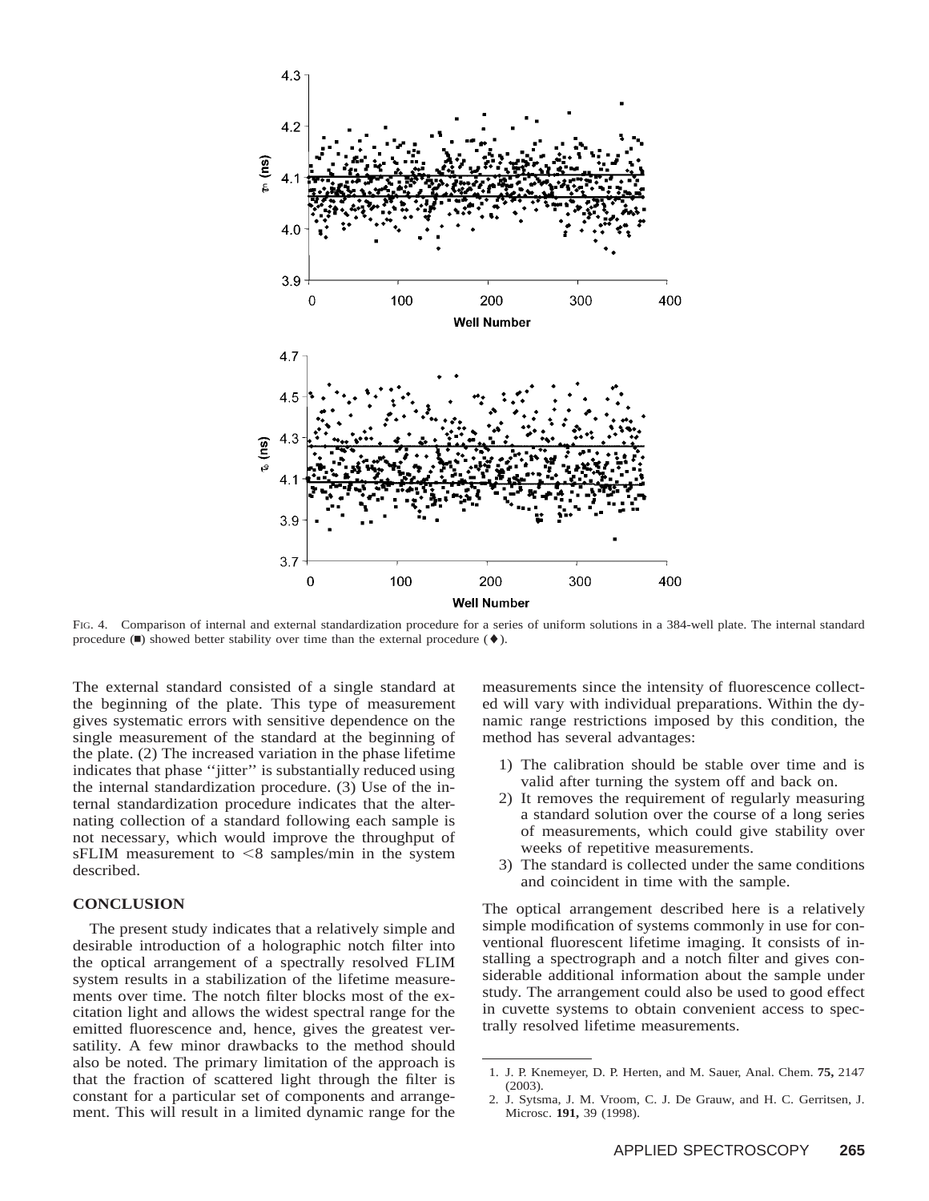FIG. 4. Comparison of internal and external standardization procedure for a series of uniform solutions in a 384-well plate. The internal standard procedure (■) showed better stability over time than the external procedure (♦).

The external standard consisted of a single standard at the beginning of the plate. This type of measurement gives systematic errors with sensitive dependence on the single measurement of the standard at the beginning of the plate. (2) The increased variation in the phase lifetime indicates that phase ''jitter'' is substantially reduced using the internal standardization procedure. (3) Use of the internal standardization procedure indicates that the alternating collection of a standard following each sample is not necessary, which would improve the throughput of sFLIM measurement to <8 samples/min in the system described.

## CONCLUSION

The present study indicates that a relatively simple and desirable introduction of a holographic notch filter into the optical arrangement of a spectrally resolved FLIM system results in a stabilization of the lifetime measurements over time. The notch filter blocks most of the excitation light and allows the widest spectral range for the emitted fluorescence and, hence, gives the greatest versatility. A few minor drawbacks to the method should also be noted. The primary limitation of the approach is that the fraction of scattered light through the filter is constant for a particular set of components and arrangement. This will result in a limited dynamic range for the measurements since the intensity of fluorescence collected will vary with individual preparations. Within the dynamic range restrictions imposed by this condition, the method has several advantages:

1) The calibration should be stable over time and is valid after turning the system off and back on.
2) It removes the requirement of regularly measuring a standard solution over the course of a long series of measurements, which could give stability over weeks of repetitive measurements.
3) The standard is collected under the same conditions and coincident in time with the sample.

The optical arrangement described here is a relatively simple modification of systems commonly in use for conventional fluorescent lifetime imaging. It consists of installing a spectrograph and a notch filter and gives considerable additional information about the sample under study. The arrangement could also be used to good effect in cuvette systems to obtain convenient access to spectrally resolved lifetime measurements.

1. J. P. Knemeyer, D. P. Herten, and M. Sauer, Anal. Chem. **75,** 2147 (2003).
2. J. Sytsma, J. M. Vroom, C. J. De Grauw, and H. C. Gerritsen, J. Microsc. **191,** 39 (1998).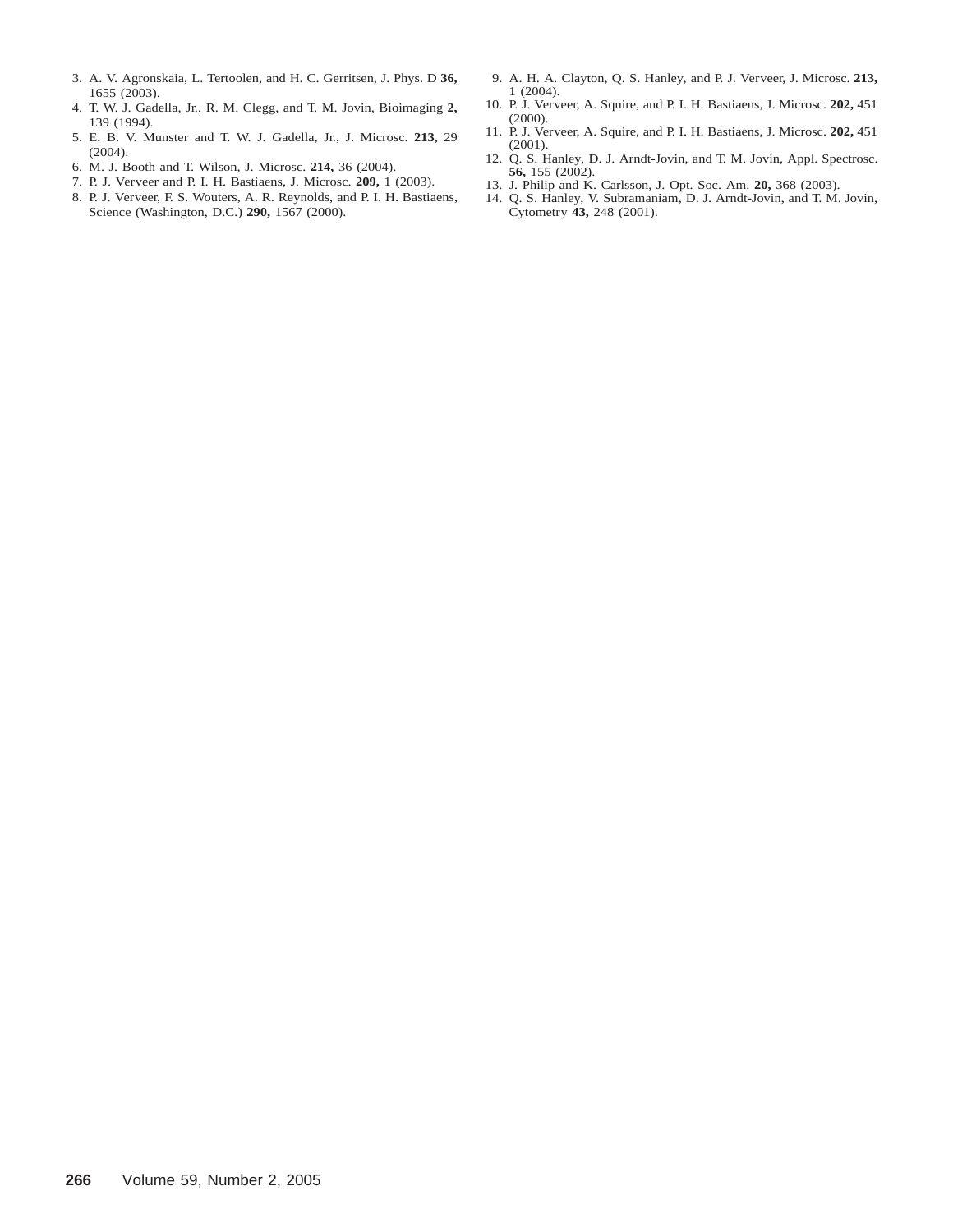3. A. V. Agronskaia, L. Tertoolen, and H. C. Gerritsen, J. Phys. D **36,** 1655 (2003).
4. T. W. J. Gadella, Jr., R. M. Clegg, and T. M. Jovin, Bioimaging **2,** 139 (1994).
5. E. B. V. Munster and T. W. J. Gadella, Jr., J. Microsc. **213,** 29 (2004).
6. M. J. Booth and T. Wilson, J. Microsc. **214,** 36 (2004).
7. P. J. Verveer and P. I. H. Bastiaens, J. Microsc. **209,** 1 (2003).
8. P. J. Verveer, F. S. Wouters, A. R. Reynolds, and P. I. H. Bastiaens, Science (Washington, D.C.) **290,** 1567 (2000).
9. A. H. A. Clayton, Q. S. Hanley, and P. J. Verveer, J. Microsc. **213,** 1 (2004).
10. P. J. Verveer, A. Squire, and P. I. H. Bastiaens, J. Microsc. **202,** 451 (2000).
11. P. J. Verveer, A. Squire, and P. I. H. Bastiaens, J. Microsc. **202,** 451 (2001).
12. Q. S. Hanley, D. J. Arndt-Jovin, and T. M. Jovin, Appl. Spectrosc. **56,** 155 (2002).
13. J. Philip and K. Carlsson, J. Opt. Soc. Am. **20,** 368 (2003).
14. Q. S. Hanley, V. Subramaniam, D. J. Arndt-Jovin, and T. M. Jovin, Cytometry **43,** 248 (2001).